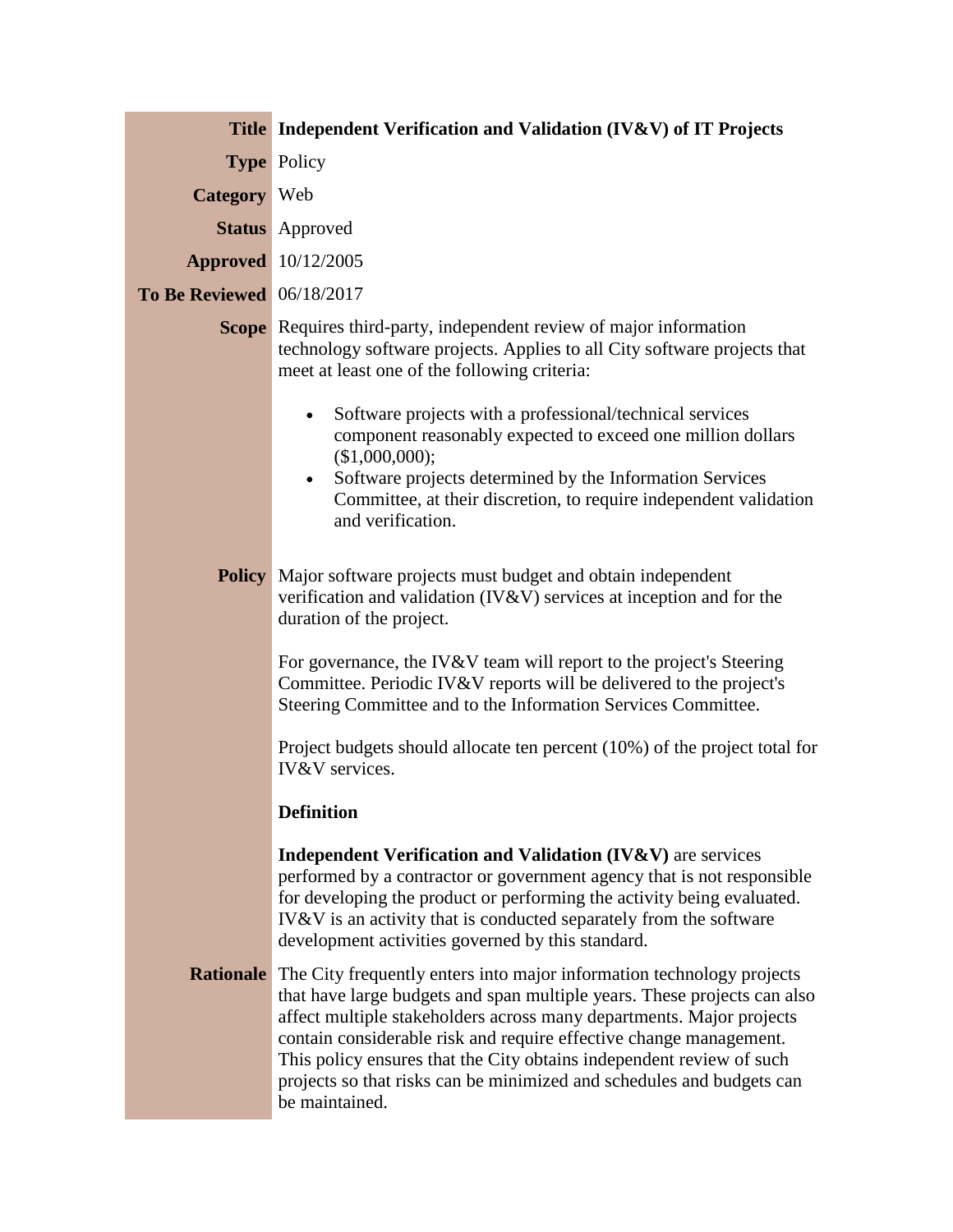| | |
|---|---|
| **Title** | **Independent Verification and Validation (IV&V) of IT Projects** |
| **Type** | Policy |
| **Category** | Web |
| **Status** | Approved |
| **Approved** | 10/12/2005 |
| **To Be Reviewed** | 06/18/2017 |
| **Scope** | Requires third-party, independent review of major information technology software projects. Applies to all City software projects that meet at least one of the following criteria:<br><br>• Software projects with a professional/technical services component reasonably expected to exceed one million dollars ($1,000,000);<br>• Software projects determined by the Information Services Committee, at their discretion, to require independent validation and verification. |
| **Policy** | Major software projects must budget and obtain independent verification and validation (IV&V) services at inception and for the duration of the project.<br><br>For governance, the IV&V team will report to the project's Steering Committee. Periodic IV&V reports will be delivered to the project's Steering Committee and to the Information Services Committee.<br><br>Project budgets should allocate ten percent (10%) of the project total for IV&V services.<br><br>**Definition**<br><br>**Independent Verification and Validation (IV&V)** are services performed by a contractor or government agency that is not responsible for developing the product or performing the activity being evaluated. IV&V is an activity that is conducted separately from the software development activities governed by this standard. |
| **Rationale** | The City frequently enters into major information technology projects that have large budgets and span multiple years. These projects can also affect multiple stakeholders across many departments. Major projects contain considerable risk and require effective change management. This policy ensures that the City obtains independent review of such projects so that risks can be minimized and schedules and budgets can be maintained. |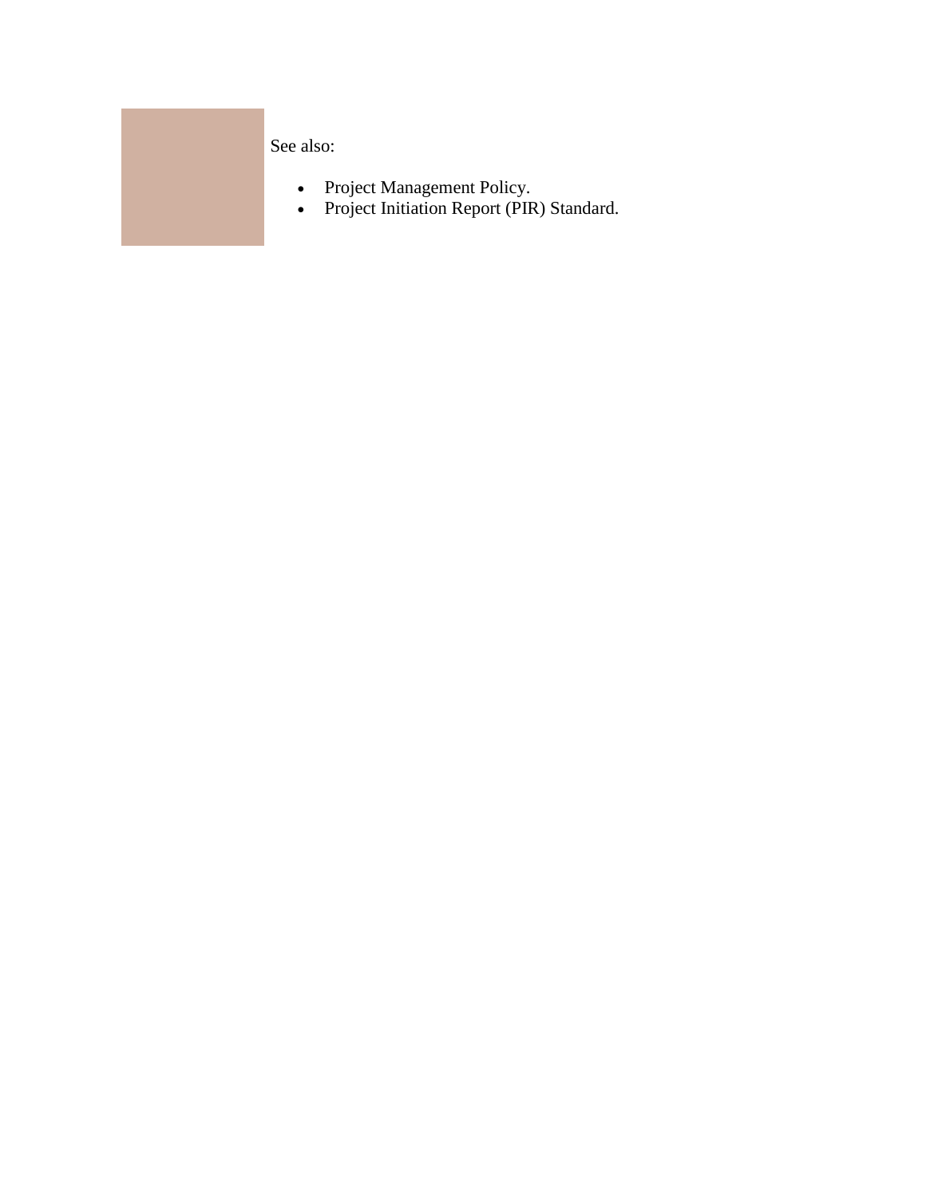See also:

- Project Management Policy.
- Project Initiation Report (PIR) Standard.